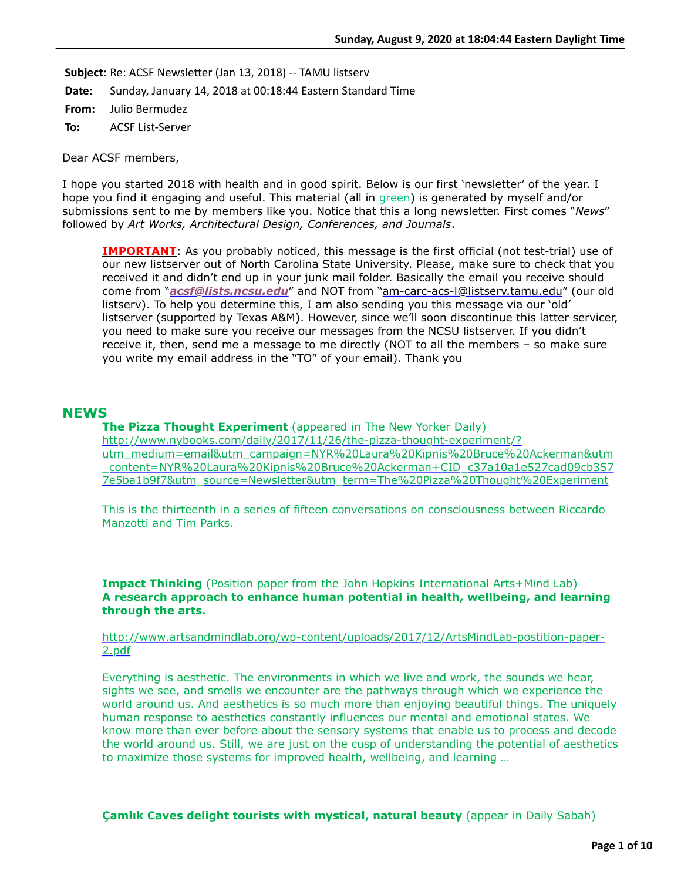**Subject:** Re: ACSF Newsletter (Jan 13, 2018) -- TAMU listserv

**Date:** Sunday, January 14, 2018 at 00:18:44 Eastern Standard Time

**From:** Julio Bermudez

**To:** ACSF List-Server

Dear ACSF members,

I hope you started 2018 with health and in good spirit. Below is our first 'newsletter' of the year. I hope you find it engaging and useful. This material (all in green) is generated by myself and/or submissions sent to me by members like you. Notice that this a long newsletter. First comes "*News*" followed by *Art Works, Architectural Design, Conferences, and Journals*.

> **IMPORTANT**: As you probably noticed, this message is the first official (not test-trial) use of our new listserver out of North Carolina State University. Please, make sure to check that you received it and didn't end up in your junk mail folder. Basically the email you receive should come from "***acsf@lists.ncsu.edu***" and NOT from "am-carc-acs-l@listserv.tamu.edu" (our old listserv). To help you determine this, I am also sending you this message via our 'old' listserver (supported by Texas A&M). However, since we'll soon discontinue this latter servicer, you need to make sure you receive our messages from the NCSU listserver. If you didn't receive it, then, send me a message to me directly (NOT to all the members – so make sure you write my email address in the "TO" of your email). Thank you

## NEWS

**The Pizza Thought Experiment** (appeared in The New Yorker Daily)
http://www.nybooks.com/daily/2017/11/26/the-pizza-thought-experiment/?utm_medium=email&utm_campaign=NYR%20Laura%20Kipnis%20Bruce%20Ackerman&utm_content=NYR%20Laura%20Kipnis%20Bruce%20Ackerman+CID_c37a10a1e527cad09cb3577e5ba1b9f7&utm_source=Newsletter&utm_term=The%20Pizza%20Thought%20Experiment

This is the thirteenth in a series of fifteen conversations on consciousness between Riccardo Manzotti and Tim Parks.

**Impact Thinking** (Position paper from the John Hopkins International Arts+Mind Lab)
**A research approach to enhance human potential in health, wellbeing, and learning through the arts.**

http://www.artsandmindlab.org/wp-content/uploads/2017/12/ArtsMindLab-postition-paper-2.pdf

Everything is aesthetic. The environments in which we live and work, the sounds we hear, sights we see, and smells we encounter are the pathways through which we experience the world around us. And aesthetics is so much more than enjoying beautiful things. The uniquely human response to aesthetics constantly influences our mental and emotional states. We know more than ever before about the sensory systems that enable us to process and decode the world around us. Still, we are just on the cusp of understanding the potential of aesthetics to maximize those systems for improved health, wellbeing, and learning …

**Çamlık Caves delight tourists with mystical, natural beauty** (appear in Daily Sabah)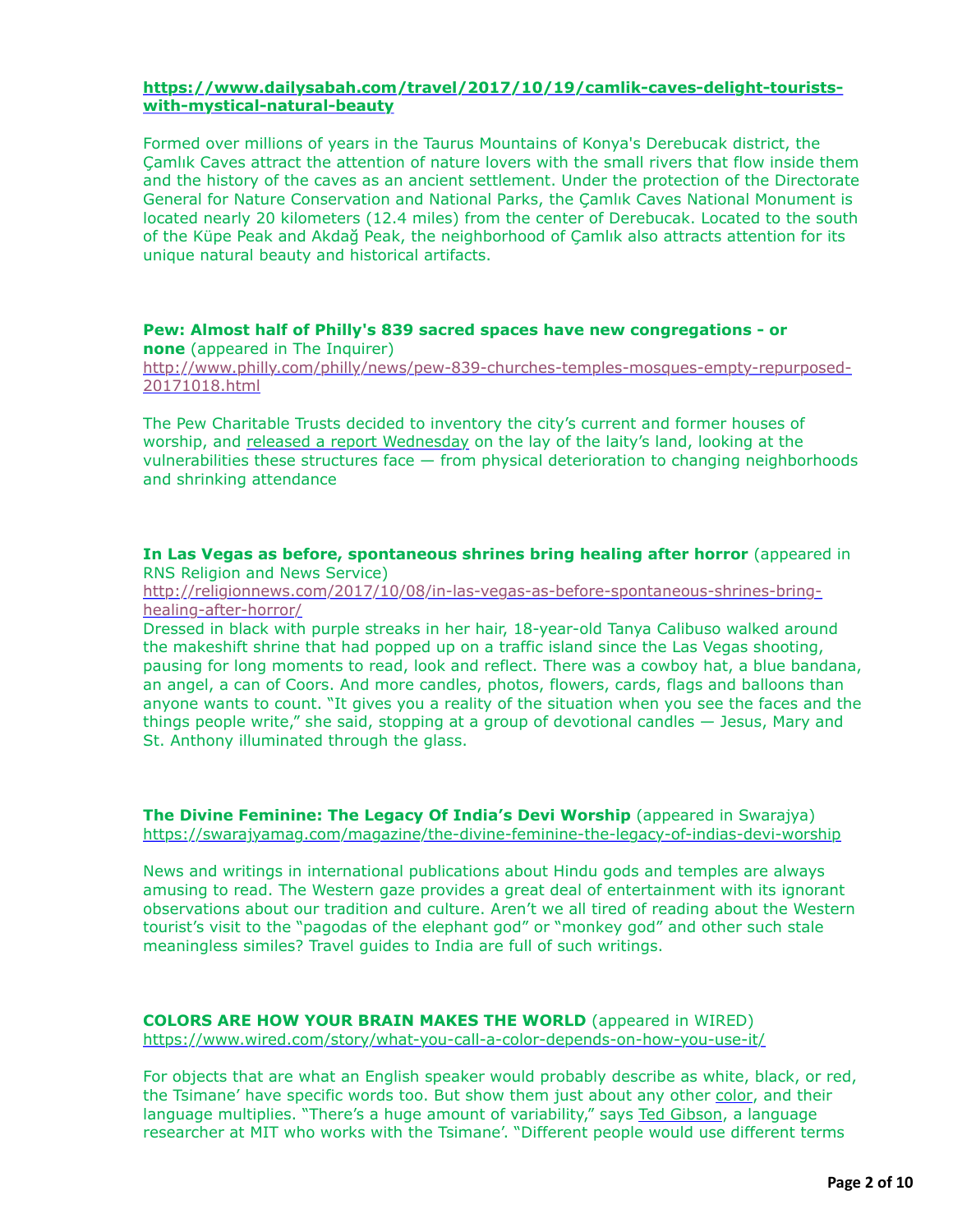**https://www.dailysabah.com/travel/2017/10/19/camlik-caves-delight-tourists-with-mystical-natural-beauty**

Formed over millions of years in the Taurus Mountains of Konya's Derebucak district, the Çamlık Caves attract the attention of nature lovers with the small rivers that flow inside them and the history of the caves as an ancient settlement. Under the protection of the Directorate General for Nature Conservation and National Parks, the Çamlık Caves National Monument is located nearly 20 kilometers (12.4 miles) from the center of Derebucak. Located to the south of the Küpe Peak and Akdağ Peak, the neighborhood of Çamlık also attracts attention for its unique natural beauty and historical artifacts.

**Pew: Almost half of Philly's 839 sacred spaces have new congregations - or none** (appeared in The Inquirer)
http://www.philly.com/philly/news/pew-839-churches-temples-mosques-empty-repurposed-20171018.html

The Pew Charitable Trusts decided to inventory the city's current and former houses of worship, and released a report Wednesday on the lay of the laity's land, looking at the vulnerabilities these structures face — from physical deterioration to changing neighborhoods and shrinking attendance

**In Las Vegas as before, spontaneous shrines bring healing after horror** (appeared in RNS Religion and News Service)
http://religionnews.com/2017/10/08/in-las-vegas-as-before-spontaneous-shrines-bring-healing-after-horror/
Dressed in black with purple streaks in her hair, 18-year-old Tanya Calibuso walked around the makeshift shrine that had popped up on a traffic island since the Las Vegas shooting, pausing for long moments to read, look and reflect. There was a cowboy hat, a blue bandana, an angel, a can of Coors. And more candles, photos, flowers, cards, flags and balloons than anyone wants to count. "It gives you a reality of the situation when you see the faces and the things people write," she said, stopping at a group of devotional candles — Jesus, Mary and St. Anthony illuminated through the glass.

**The Divine Feminine: The Legacy Of India's Devi Worship** (appeared in Swarajya)
https://swarajyamag.com/magazine/the-divine-feminine-the-legacy-of-indias-devi-worship

News and writings in international publications about Hindu gods and temples are always amusing to read. The Western gaze provides a great deal of entertainment with its ignorant observations about our tradition and culture. Aren't we all tired of reading about the Western tourist's visit to the "pagodas of the elephant god" or "monkey god" and other such stale meaningless similes? Travel guides to India are full of such writings.

**COLORS ARE HOW YOUR BRAIN MAKES THE WORLD** (appeared in WIRED)
https://www.wired.com/story/what-you-call-a-color-depends-on-how-you-use-it/

For objects that are what an English speaker would probably describe as white, black, or red, the Tsimane' have specific words too. But show them just about any other color, and their language multiplies. "There's a huge amount of variability," says Ted Gibson, a language researcher at MIT who works with the Tsimane'. "Different people would use different terms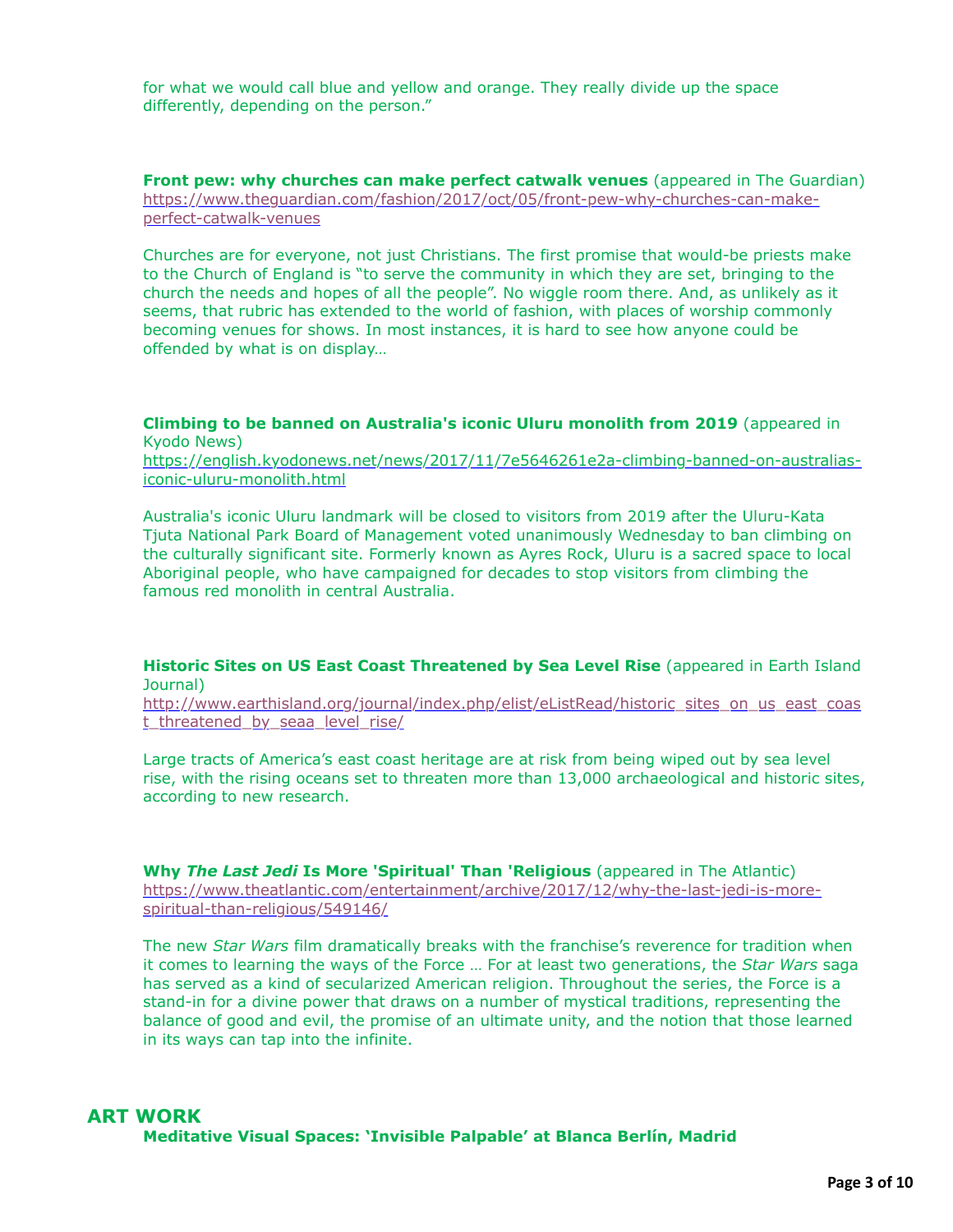for what we would call blue and yellow and orange. They really divide up the space differently, depending on the person."

**Front pew: why churches can make perfect catwalk venues** (appeared in The Guardian)
https://www.theguardian.com/fashion/2017/oct/05/front-pew-why-churches-can-make-perfect-catwalk-venues

Churches are for everyone, not just Christians. The first promise that would-be priests make to the Church of England is "to serve the community in which they are set, bringing to the church the needs and hopes of all the people". No wiggle room there. And, as unlikely as it seems, that rubric has extended to the world of fashion, with places of worship commonly becoming venues for shows. In most instances, it is hard to see how anyone could be offended by what is on display…

**Climbing to be banned on Australia's iconic Uluru monolith from 2019** (appeared in Kyodo News)
https://english.kyodonews.net/news/2017/11/7e5646261e2a-climbing-banned-on-australias-iconic-uluru-monolith.html

Australia's iconic Uluru landmark will be closed to visitors from 2019 after the Uluru-Kata Tjuta National Park Board of Management voted unanimously Wednesday to ban climbing on the culturally significant site. Formerly known as Ayres Rock, Uluru is a sacred space to local Aboriginal people, who have campaigned for decades to stop visitors from climbing the famous red monolith in central Australia.

**Historic Sites on US East Coast Threatened by Sea Level Rise** (appeared in Earth Island Journal)
http://www.earthisland.org/journal/index.php/elist/eListRead/historic_sites_on_us_east_coast_threatened_by_seaa_level_rise/

Large tracts of America's east coast heritage are at risk from being wiped out by sea level rise, with the rising oceans set to threaten more than 13,000 archaeological and historic sites, according to new research.

**Why *The Last Jedi* Is More 'Spiritual' Than 'Religious** (appeared in The Atlantic)
https://www.theatlantic.com/entertainment/archive/2017/12/why-the-last-jedi-is-more-spiritual-than-religious/549146/

The new *Star Wars* film dramatically breaks with the franchise's reverence for tradition when it comes to learning the ways of the Force … For at least two generations, the *Star Wars* saga has served as a kind of secularized American religion. Throughout the series, the Force is a stand-in for a divine power that draws on a number of mystical traditions, representing the balance of good and evil, the promise of an ultimate unity, and the notion that those learned in its ways can tap into the infinite.

## ART WORK

**Meditative Visual Spaces: 'Invisible Palpable' at Blanca Berlín, Madrid**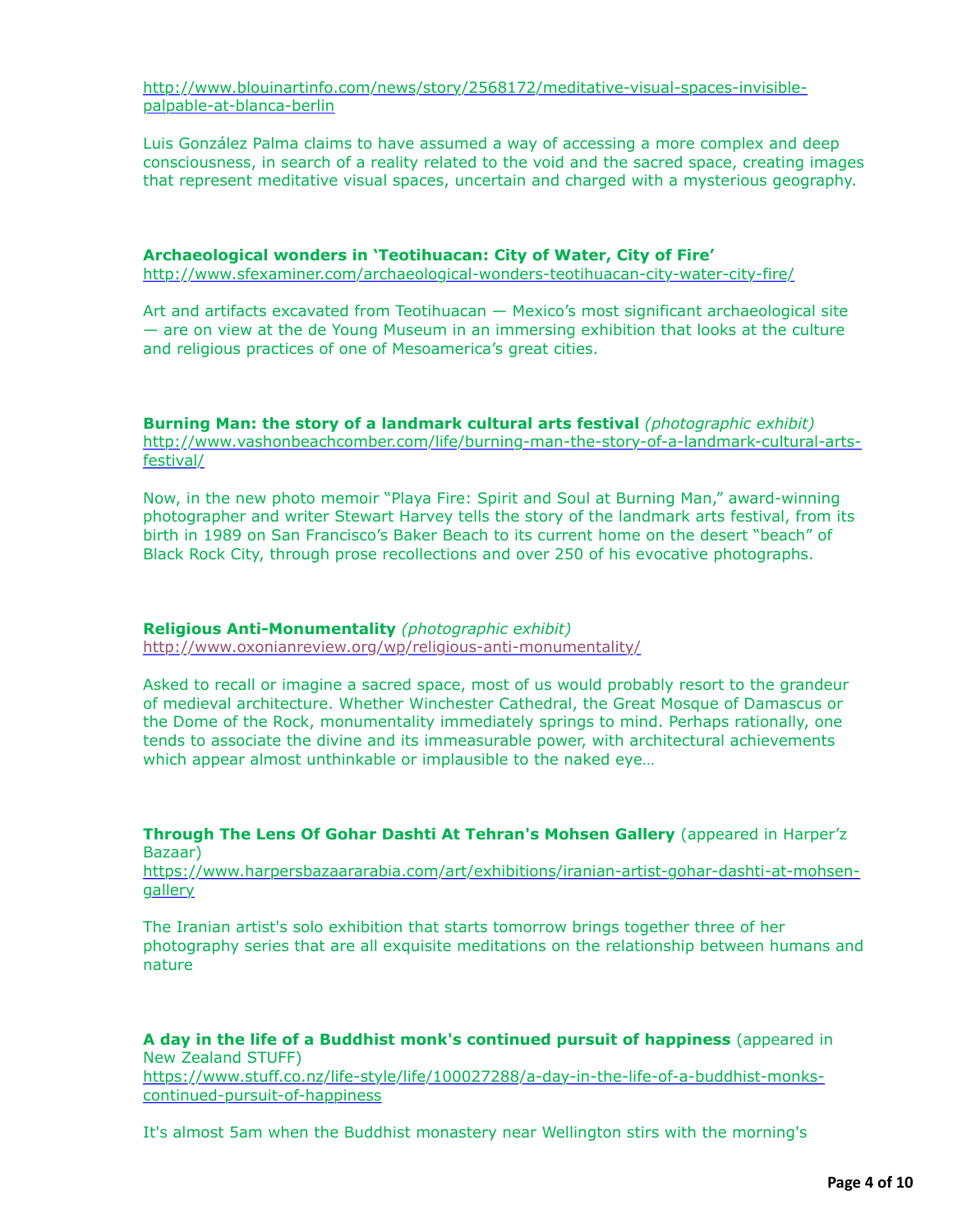http://www.blouinartinfo.com/news/story/2568172/meditative-visual-spaces-invisible-palpable-at-blanca-berlin

Luis González Palma claims to have assumed a way of accessing a more complex and deep consciousness, in search of a reality related to the void and the sacred space, creating images that represent meditative visual spaces, uncertain and charged with a mysterious geography.

**Archaeological wonders in 'Teotihuacan: City of Water, City of Fire'**
http://www.sfexaminer.com/archaeological-wonders-teotihuacan-city-water-city-fire/

Art and artifacts excavated from Teotihuacan — Mexico's most significant archaeological site — are on view at the de Young Museum in an immersing exhibition that looks at the culture and religious practices of one of Mesoamerica's great cities.

**Burning Man: the story of a landmark cultural arts festival** *(photographic exhibit)*
http://www.vashonbeachcomber.com/life/burning-man-the-story-of-a-landmark-cultural-arts-festival/

Now, in the new photo memoir "Playa Fire: Spirit and Soul at Burning Man," award-winning photographer and writer Stewart Harvey tells the story of the landmark arts festival, from its birth in 1989 on San Francisco's Baker Beach to its current home on the desert "beach" of Black Rock City, through prose recollections and over 250 of his evocative photographs.

**Religious Anti-Monumentality** *(photographic exhibit)*
http://www.oxonianreview.org/wp/religious-anti-monumentality/

Asked to recall or imagine a sacred space, most of us would probably resort to the grandeur of medieval architecture. Whether Winchester Cathedral, the Great Mosque of Damascus or the Dome of the Rock, monumentality immediately springs to mind. Perhaps rationally, one tends to associate the divine and its immeasurable power, with architectural achievements which appear almost unthinkable or implausible to the naked eye…

**Through The Lens Of Gohar Dashti At Tehran's Mohsen Gallery** (appeared in Harper'z Bazaar)
https://www.harpersbazaararabia.com/art/exhibitions/iranian-artist-gohar-dashti-at-mohsen-gallery

The Iranian artist's solo exhibition that starts tomorrow brings together three of her photography series that are all exquisite meditations on the relationship between humans and nature

**A day in the life of a Buddhist monk's continued pursuit of happiness** (appeared in New Zealand STUFF)
https://www.stuff.co.nz/life-style/life/100027288/a-day-in-the-life-of-a-buddhist-monks-continued-pursuit-of-happiness

It's almost 5am when the Buddhist monastery near Wellington stirs with the morning's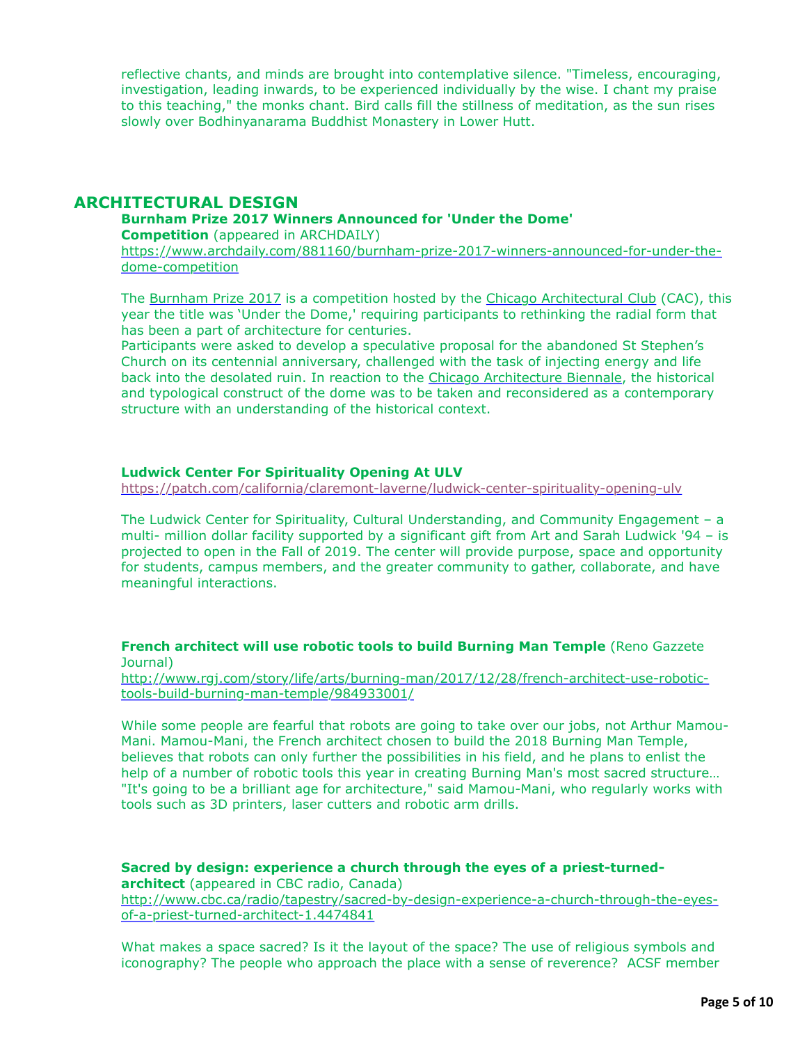reflective chants, and minds are brought into contemplative silence. "Timeless, encouraging, investigation, leading inwards, to be experienced individually by the wise. I chant my praise to this teaching," the monks chant. Bird calls fill the stillness of meditation, as the sun rises slowly over Bodhinyanarama Buddhist Monastery in Lower Hutt.

## ARCHITECTURAL DESIGN

**Burnham Prize 2017 Winners Announced for 'Under the Dome' Competition** (appeared in ARCHDAILY)
https://www.archdaily.com/881160/burnham-prize-2017-winners-announced-for-under-the-dome-competition

The Burnham Prize 2017 is a competition hosted by the Chicago Architectural Club (CAC), this year the title was 'Under the Dome,' requiring participants to rethinking the radial form that has been a part of architecture for centuries.
Participants were asked to develop a speculative proposal for the abandoned St Stephen's Church on its centennial anniversary, challenged with the task of injecting energy and life back into the desolated ruin. In reaction to the Chicago Architecture Biennale, the historical and typological construct of the dome was to be taken and reconsidered as a contemporary structure with an understanding of the historical context.

**Ludwick Center For Spirituality Opening At ULV**
https://patch.com/california/claremont-laverne/ludwick-center-spirituality-opening-ulv

The Ludwick Center for Spirituality, Cultural Understanding, and Community Engagement – a multi- million dollar facility supported by a significant gift from Art and Sarah Ludwick '94 – is projected to open in the Fall of 2019. The center will provide purpose, space and opportunity for students, campus members, and the greater community to gather, collaborate, and have meaningful interactions.

**French architect will use robotic tools to build Burning Man Temple** (Reno Gazzete Journal)
http://www.rgj.com/story/life/arts/burning-man/2017/12/28/french-architect-use-robotic-tools-build-burning-man-temple/984933001/

While some people are fearful that robots are going to take over our jobs, not Arthur Mamou-Mani. Mamou-Mani, the French architect chosen to build the 2018 Burning Man Temple, believes that robots can only further the possibilities in his field, and he plans to enlist the help of a number of robotic tools this year in creating Burning Man's most sacred structure… "It's going to be a brilliant age for architecture," said Mamou-Mani, who regularly works with tools such as 3D printers, laser cutters and robotic arm drills.

**Sacred by design: experience a church through the eyes of a priest-turned-architect** (appeared in CBC radio, Canada)
http://www.cbc.ca/radio/tapestry/sacred-by-design-experience-a-church-through-the-eyes-of-a-priest-turned-architect-1.4474841

What makes a space sacred? Is it the layout of the space? The use of religious symbols and iconography? The people who approach the place with a sense of reverence? ACSF member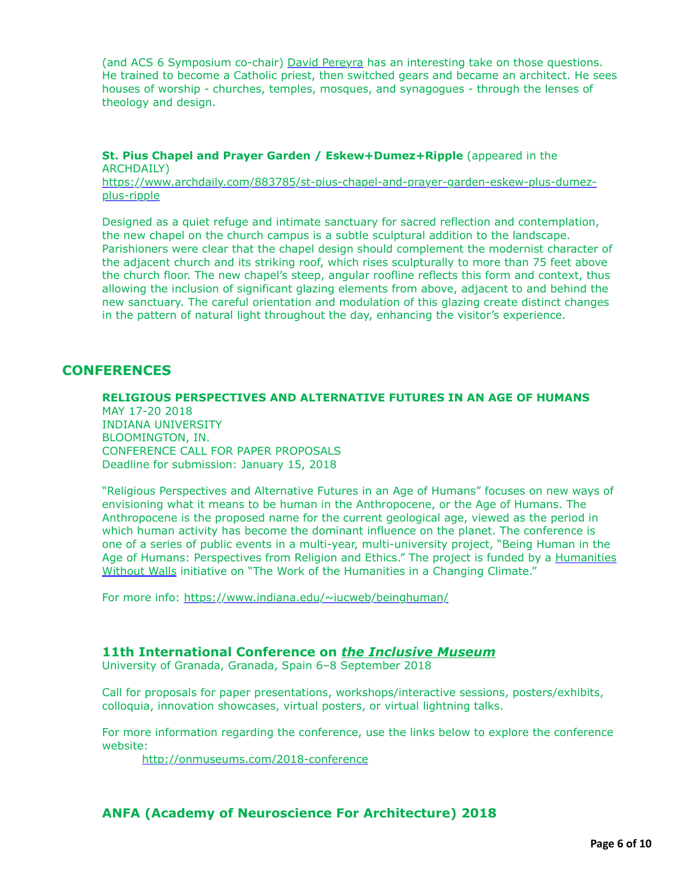(and ACS 6 Symposium co-chair) David Pereyra has an interesting take on those questions. He trained to become a Catholic priest, then switched gears and became an architect. He sees houses of worship - churches, temples, mosques, and synagogues - through the lenses of theology and design.

**St. Pius Chapel and Prayer Garden / Eskew+Dumez+Ripple** (appeared in the ARCHDAILY)
https://www.archdaily.com/883785/st-pius-chapel-and-prayer-garden-eskew-plus-dumez-plus-ripple

Designed as a quiet refuge and intimate sanctuary for sacred reflection and contemplation, the new chapel on the church campus is a subtle sculptural addition to the landscape. Parishioners were clear that the chapel design should complement the modernist character of the adjacent church and its striking roof, which rises sculpturally to more than 75 feet above the church floor. The new chapel's steep, angular roofline reflects this form and context, thus allowing the inclusion of significant glazing elements from above, adjacent to and behind the new sanctuary. The careful orientation and modulation of this glazing create distinct changes in the pattern of natural light throughout the day, enhancing the visitor's experience.

## CONFERENCES

**RELIGIOUS PERSPECTIVES AND ALTERNATIVE FUTURES IN AN AGE OF HUMANS**
MAY 17-20 2018
INDIANA UNIVERSITY
BLOOMINGTON, IN.
CONFERENCE CALL FOR PAPER PROPOSALS
Deadline for submission: January 15, 2018

"Religious Perspectives and Alternative Futures in an Age of Humans" focuses on new ways of envisioning what it means to be human in the Anthropocene, or the Age of Humans. The Anthropocene is the proposed name for the current geological age, viewed as the period in which human activity has become the dominant influence on the planet. The conference is one of a series of public events in a multi-year, multi-university project, "Being Human in the Age of Humans: Perspectives from Religion and Ethics." The project is funded by a Humanities Without Walls initiative on "The Work of the Humanities in a Changing Climate."

For more info: https://www.indiana.edu/~iucweb/beinghuman/

### 11th International Conference on *the Inclusive Museum*

University of Granada, Granada, Spain 6–8 September 2018

Call for proposals for paper presentations, workshops/interactive sessions, posters/exhibits, colloquia, innovation showcases, virtual posters, or virtual lightning talks.

For more information regarding the conference, use the links below to explore the conference website:

http://onmuseums.com/2018-conference

### ANFA (Academy of Neuroscience For Architecture) 2018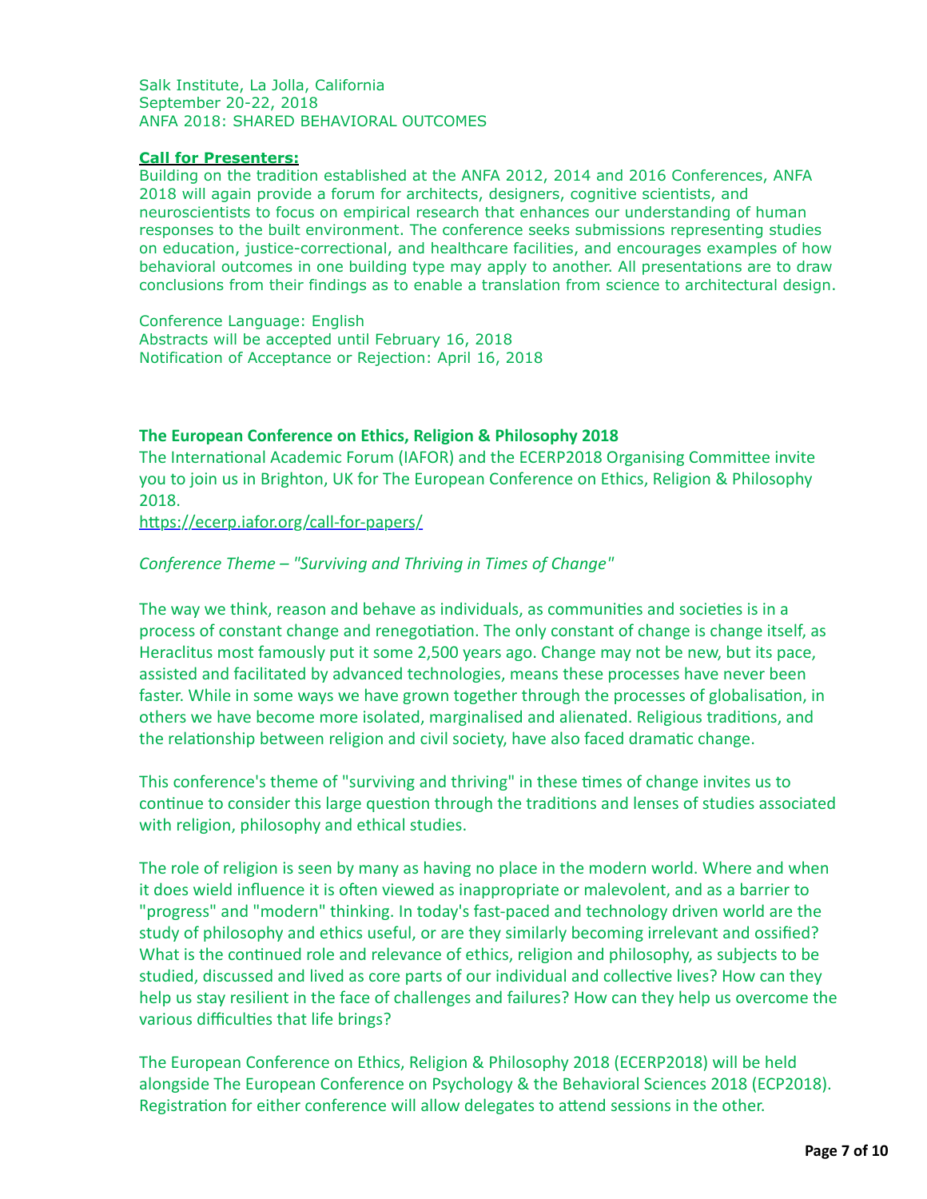Salk Institute, La Jolla, California
September 20-22, 2018
ANFA 2018: SHARED BEHAVIORAL OUTCOMES

**Call for Presenters:**
Building on the tradition established at the ANFA 2012, 2014 and 2016 Conferences, ANFA 2018 will again provide a forum for architects, designers, cognitive scientists, and neuroscientists to focus on empirical research that enhances our understanding of human responses to the built environment. The conference seeks submissions representing studies on education, justice-correctional, and healthcare facilities, and encourages examples of how behavioral outcomes in one building type may apply to another. All presentations are to draw conclusions from their findings as to enable a translation from science to architectural design.

Conference Language: English
Abstracts will be accepted until February 16, 2018
Notification of Acceptance or Rejection: April 16, 2018

**The European Conference on Ethics, Religion & Philosophy 2018**
The International Academic Forum (IAFOR) and the ECERP2018 Organising Committee invite you to join us in Brighton, UK for The European Conference on Ethics, Religion & Philosophy 2018.
https://ecerp.iafor.org/call-for-papers/

*Conference Theme – "Surviving and Thriving in Times of Change"*

The way we think, reason and behave as individuals, as communities and societies is in a process of constant change and renegotiation. The only constant of change is change itself, as Heraclitus most famously put it some 2,500 years ago. Change may not be new, but its pace, assisted and facilitated by advanced technologies, means these processes have never been faster. While in some ways we have grown together through the processes of globalisation, in others we have become more isolated, marginalised and alienated. Religious traditions, and the relationship between religion and civil society, have also faced dramatic change.

This conference's theme of "surviving and thriving" in these times of change invites us to continue to consider this large question through the traditions and lenses of studies associated with religion, philosophy and ethical studies.

The role of religion is seen by many as having no place in the modern world. Where and when it does wield influence it is often viewed as inappropriate or malevolent, and as a barrier to "progress" and "modern" thinking. In today's fast-paced and technology driven world are the study of philosophy and ethics useful, or are they similarly becoming irrelevant and ossified? What is the continued role and relevance of ethics, religion and philosophy, as subjects to be studied, discussed and lived as core parts of our individual and collective lives? How can they help us stay resilient in the face of challenges and failures? How can they help us overcome the various difficulties that life brings?

The European Conference on Ethics, Religion & Philosophy 2018 (ECERP2018) will be held alongside The European Conference on Psychology & the Behavioral Sciences 2018 (ECP2018). Registration for either conference will allow delegates to attend sessions in the other.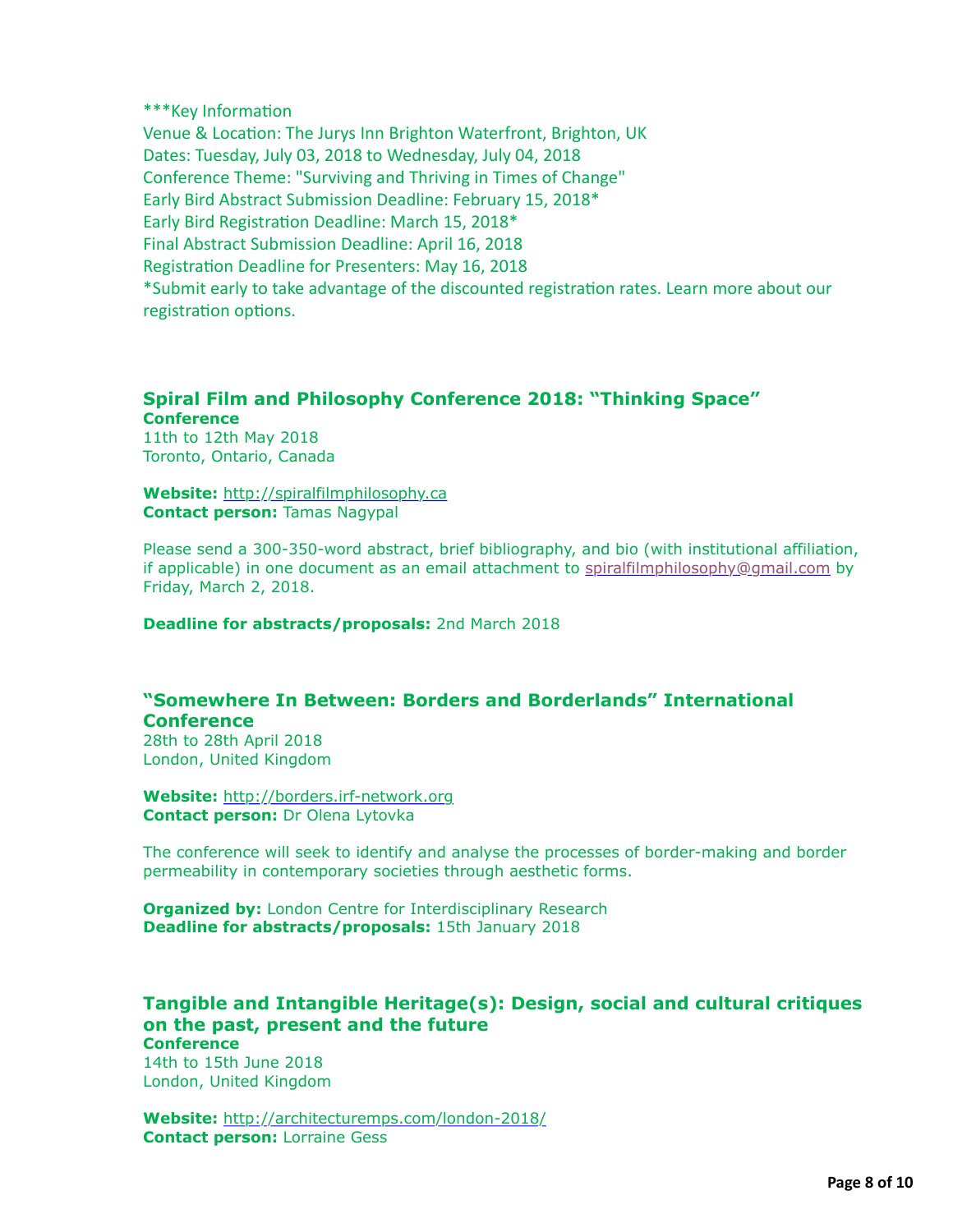***Key Information
Venue & Location: The Jurys Inn Brighton Waterfront, Brighton, UK
Dates: Tuesday, July 03, 2018 to Wednesday, July 04, 2018
Conference Theme: "Surviving and Thriving in Times of Change"
Early Bird Abstract Submission Deadline: February 15, 2018*
Early Bird Registration Deadline: March 15, 2018*
Final Abstract Submission Deadline: April 16, 2018
Registration Deadline for Presenters: May 16, 2018
*Submit early to take advantage of the discounted registration rates. Learn more about our registration options.

### Spiral Film and Philosophy Conference 2018: "Thinking Space"

**Conference**
11th to 12th May 2018
Toronto, Ontario, Canada

**Website:** http://spiralfilmphilosophy.ca
**Contact person:** Tamas Nagypal

Please send a 300-350-word abstract, brief bibliography, and bio (with institutional affiliation, if applicable) in one document as an email attachment to spiralfilmphilosophy@gmail.com by Friday, March 2, 2018.

**Deadline for abstracts/proposals:** 2nd March 2018

### "Somewhere In Between: Borders and Borderlands" International Conference

28th to 28th April 2018
London, United Kingdom

**Website:** http://borders.irf-network.org
**Contact person:** Dr Olena Lytovka

The conference will seek to identify and analyse the processes of border-making and border permeability in contemporary societies through aesthetic forms.

**Organized by:** London Centre for Interdisciplinary Research
**Deadline for abstracts/proposals:** 15th January 2018

### Tangible and Intangible Heritage(s): Design, social and cultural critiques on the past, present and the future

**Conference**
14th to 15th June 2018
London, United Kingdom

**Website:** http://architecturemps.com/london-2018/
**Contact person:** Lorraine Gess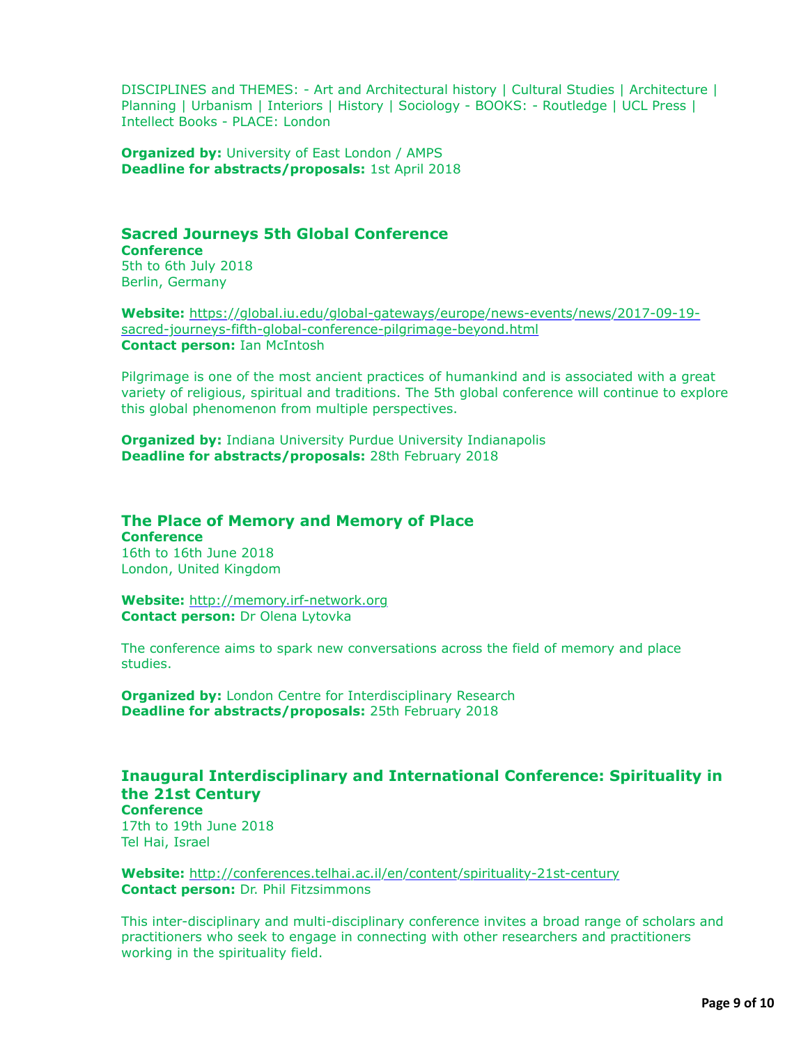DISCIPLINES and THEMES: - Art and Architectural history | Cultural Studies | Architecture | Planning | Urbanism | Interiors | History | Sociology - BOOKS: - Routledge | UCL Press | Intellect Books - PLACE: London

**Organized by:** University of East London / AMPS
**Deadline for abstracts/proposals:** 1st April 2018

### Sacred Journeys 5th Global Conference

**Conference**
5th to 6th July 2018
Berlin, Germany

**Website:** https://global.iu.edu/global-gateways/europe/news-events/news/2017-09-19-sacred-journeys-fifth-global-conference-pilgrimage-beyond.html
**Contact person:** Ian McIntosh

Pilgrimage is one of the most ancient practices of humankind and is associated with a great variety of religious, spiritual and traditions. The 5th global conference will continue to explore this global phenomenon from multiple perspectives.

**Organized by:** Indiana University Purdue University Indianapolis
**Deadline for abstracts/proposals:** 28th February 2018

### The Place of Memory and Memory of Place

**Conference**
16th to 16th June 2018
London, United Kingdom

**Website:** http://memory.irf-network.org
**Contact person:** Dr Olena Lytovka

The conference aims to spark new conversations across the field of memory and place studies.

**Organized by:** London Centre for Interdisciplinary Research
**Deadline for abstracts/proposals:** 25th February 2018

### Inaugural Interdisciplinary and International Conference: Spirituality in the 21st Century

**Conference**
17th to 19th June 2018
Tel Hai, Israel

**Website:** http://conferences.telhai.ac.il/en/content/spirituality-21st-century
**Contact person:** Dr. Phil Fitzsimmons

This inter-disciplinary and multi-disciplinary conference invites a broad range of scholars and practitioners who seek to engage in connecting with other researchers and practitioners working in the spirituality field.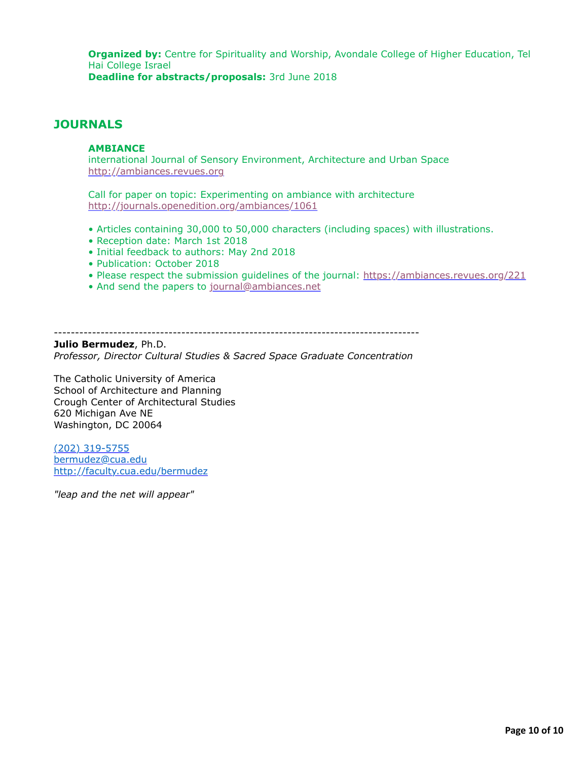**Organized by:** Centre for Spirituality and Worship, Avondale College of Higher Education, Tel Hai College Israel
**Deadline for abstracts/proposals:** 3rd June 2018

## JOURNALS

**AMBIANCE**
international Journal of Sensory Environment, Architecture and Urban Space
http://ambiances.revues.org

Call for paper on topic: Experimenting on ambiance with architecture
http://journals.openedition.org/ambiances/1061

- Articles containing 30,000 to 50,000 characters (including spaces) with illustrations.
- Reception date: March 1st 2018
- Initial feedback to authors: May 2nd 2018
- Publication: October 2018
- Please respect the submission guidelines of the journal: https://ambiances.revues.org/221
- And send the papers to journal@ambiances.net

-------------------------------------------------------------------------------------

**Julio Bermudez**, Ph.D.
*Professor, Director Cultural Studies & Sacred Space Graduate Concentration*

The Catholic University of America
School of Architecture and Planning
Crough Center of Architectural Studies
620 Michigan Ave NE
Washington, DC 20064

(202) 319-5755
bermudez@cua.edu
http://faculty.cua.edu/bermudez

*"leap and the net will appear"*